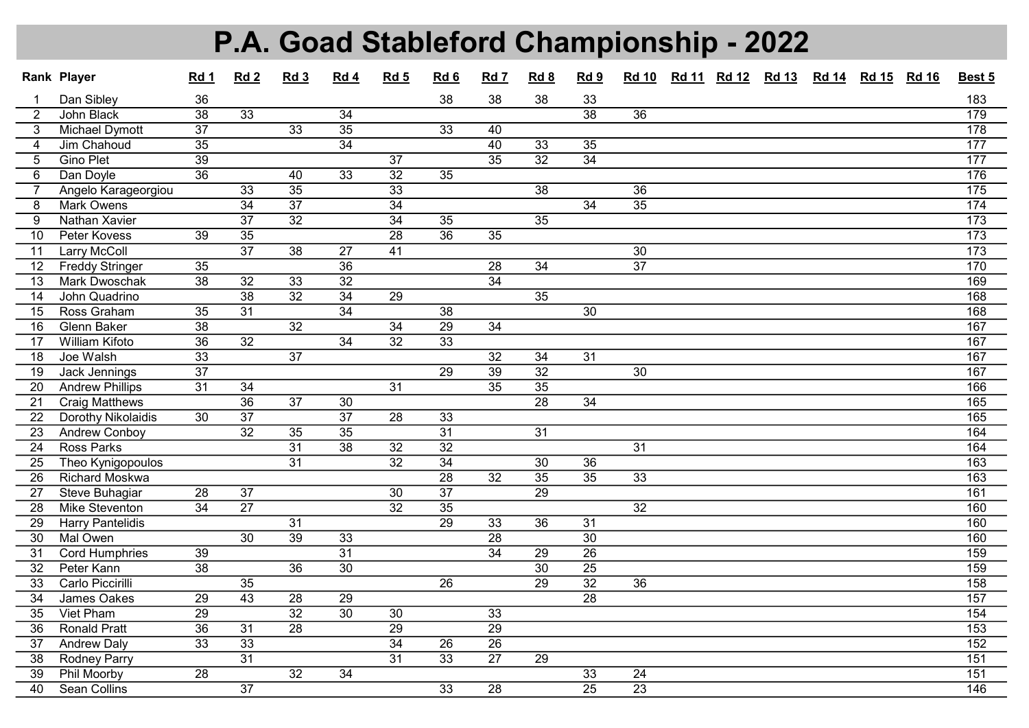# P.A. Goad Stableford Championship - 2022

| Rank | Player | Rd 1 | Rd 2 | Rd 3 | Rd 4 | Rd 5 | Rd 6 | Rd 7 | Rd 8 | Rd 9 | Rd 10 | Rd 11 | Rd 12 | Rd 13 | Rd 14 | Rd 15 | Rd 16 | Best 5 |
|---|---|---|---|---|---|---|---|---|---|---|---|---|---|---|---|---|---|---|
| 1 | Dan Sibley | 36 | | | | | 38 | 38 | 38 | 33 | | | | | | | | 183 |
| 2 | John Black | 38 | 33 | | 34 | | | | | 38 | 36 | | | | | | | 179 |
| 3 | Michael Dymott | 37 | | 33 | 35 | | 33 | 40 | | | | | | | | | | 178 |
| 4 | Jim Chahoud | 35 | | | 34 | | | 40 | 33 | 35 | | | | | | | | 177 |
| 5 | Gino Plet | 39 | | | | 37 | | 35 | 32 | 34 | | | | | | | | 177 |
| 6 | Dan Doyle | 36 | | 40 | 33 | 32 | 35 | | | | | | | | | | | 176 |
| 7 | Angelo Karageorgiou | | 33 | 35 | | 33 | | | 38 | | 36 | | | | | | | 175 |
| 8 | Mark Owens | | 34 | 37 | | 34 | | | | 34 | 35 | | | | | | | 174 |
| 9 | Nathan Xavier | | 37 | 32 | | 34 | 35 | | 35 | | | | | | | | | 173 |
| 10 | Peter Kovess | 39 | 35 | | | 28 | 36 | 35 | | | | | | | | | | 173 |
| 11 | Larry McColl | | 37 | 38 | 27 | 41 | | | | | 30 | | | | | | | 173 |
| 12 | Freddy Stringer | 35 | | | 36 | | | 28 | 34 | | 37 | | | | | | | 170 |
| 13 | Mark Dwoschak | 38 | 32 | 33 | 32 | | | 34 | | | | | | | | | | 169 |
| 14 | John Quadrino | | 38 | 32 | 34 | 29 | | | 35 | | | | | | | | | 168 |
| 15 | Ross Graham | 35 | 31 | | 34 | | 38 | | | 30 | | | | | | | | 168 |
| 16 | Glenn Baker | 38 | | 32 | | 34 | 29 | 34 | | | | | | | | | | 167 |
| 17 | William Kifoto | 36 | 32 | | 34 | 32 | 33 | | | | | | | | | | | 167 |
| 18 | Joe Walsh | 33 | | 37 | | | | 32 | 34 | 31 | | | | | | | | 167 |
| 19 | Jack Jennings | 37 | | | | | 29 | 39 | 32 | | 30 | | | | | | | 167 |
| 20 | Andrew Phillips | 31 | 34 | | | 31 | | 35 | 35 | | | | | | | | | 166 |
| 21 | Craig Matthews | | 36 | 37 | 30 | | | | 28 | 34 | | | | | | | | 165 |
| 22 | Dorothy Nikolaidis | 30 | 37 | | 37 | 28 | 33 | | | | | | | | | | | 165 |
| 23 | Andrew Conboy | | 32 | 35 | 35 | | 31 | | 31 | | | | | | | | | 164 |
| 24 | Ross Parks | | | 31 | 38 | 32 | 32 | | | | 31 | | | | | | | 164 |
| 25 | Theo Kynigopoulos | | | 31 | | 32 | 34 | | 30 | 36 | | | | | | | | 163 |
| 26 | Richard Moskwa | | | | | | 28 | 32 | 35 | 35 | 33 | | | | | | | 163 |
| 27 | Steve Buhagiar | 28 | 37 | | | 30 | 37 | | 29 | | | | | | | | | 161 |
| 28 | Mike Steventon | 34 | 27 | | | 32 | 35 | | | | 32 | | | | | | | 160 |
| 29 | Harry Pantelidis | | | 31 | | | 29 | 33 | 36 | 31 | | | | | | | | 160 |
| 30 | Mal Owen | | 30 | 39 | 33 | | | 28 | | 30 | | | | | | | | 160 |
| 31 | Cord Humphries | 39 | | | 31 | | | 34 | 29 | 26 | | | | | | | | 159 |
| 32 | Peter Kann | 38 | | 36 | 30 | | | | 30 | 25 | | | | | | | | 159 |
| 33 | Carlo Piccirilli | | 35 | | | | 26 | | 29 | 32 | 36 | | | | | | | 158 |
| 34 | James Oakes | 29 | 43 | 28 | 29 | | | | | 28 | | | | | | | | 157 |
| 35 | Viet Pham | 29 | | 32 | 30 | 30 | | 33 | | | | | | | | | | 154 |
| 36 | Ronald Pratt | 36 | 31 | 28 | | 29 | | 29 | | | | | | | | | | 153 |
| 37 | Andrew Daly | 33 | 33 | | | 34 | 26 | 26 | | | | | | | | | | 152 |
| 38 | Rodney Parry | | 31 | | | 31 | 33 | 27 | 29 | | | | | | | | | 151 |
| 39 | Phil Moorby | 28 | | 32 | 34 | | | | | 33 | 24 | | | | | | | 151 |
| 40 | Sean Collins | | 37 | | | | 33 | 28 | | 25 | 23 | | | | | | | 146 |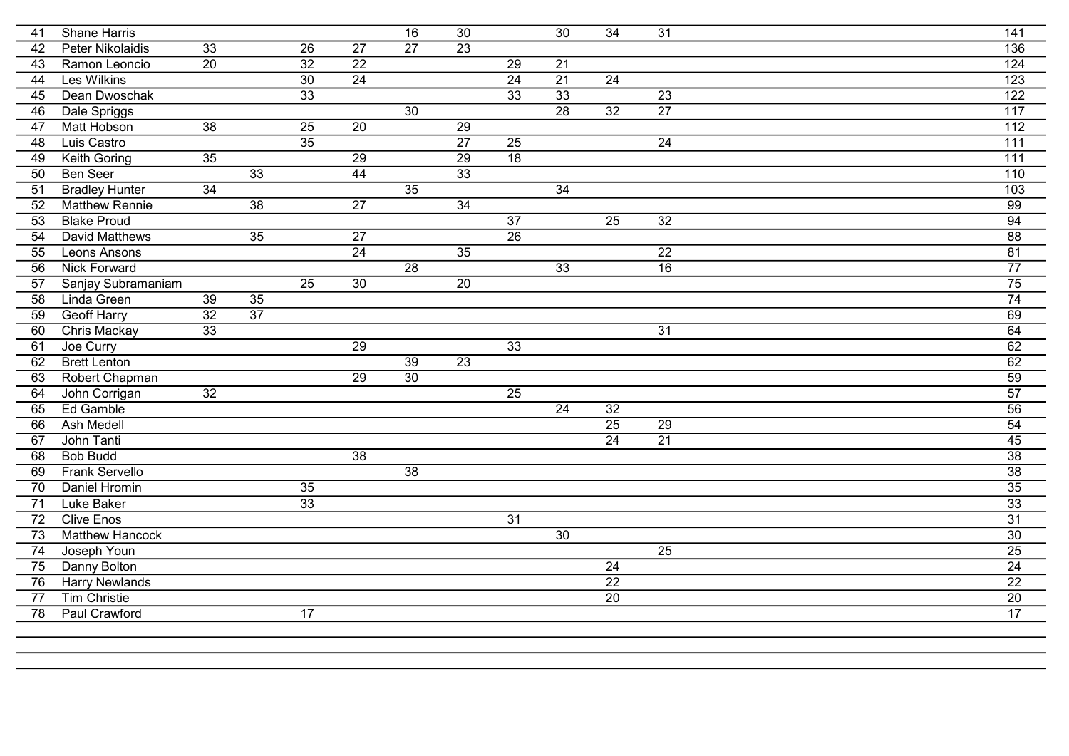| | | | | | | | | | | | | |
|---|---|---|---|---|---|---|---|---|---|---|---|---|
| 41 | Shane Harris | | | | | 16 | 30 | | 30 | 34 | 31 | 141 |
| 42 | Peter Nikolaidis | 33 | | 26 | 27 | 27 | 23 | | | | | 136 |
| 43 | Ramon Leoncio | 20 | | 32 | 22 | | | 29 | 21 | | | 124 |
| 44 | Les Wilkins | | | 30 | 24 | | | 24 | 21 | 24 | | 123 |
| 45 | Dean Dwoschak | | | 33 | | | | 33 | 33 | | 23 | 122 |
| 46 | Dale Spriggs | | | | | 30 | | | 28 | 32 | 27 | 117 |
| 47 | Matt Hobson | 38 | | 25 | 20 | | 29 | | | | | 112 |
| 48 | Luis Castro | | | 35 | | | 27 | 25 | | | 24 | 111 |
| 49 | Keith Goring | 35 | | | 29 | | 29 | 18 | | | | 111 |
| 50 | Ben Seer | | 33 | | 44 | | 33 | | | | | 110 |
| 51 | Bradley Hunter | 34 | | | | 35 | | | 34 | | | 103 |
| 52 | Matthew Rennie | | 38 | | 27 | | 34 | | | | | 99 |
| 53 | Blake Proud | | | | | | | 37 | | 25 | 32 | 94 |
| 54 | David Matthews | | 35 | | 27 | | | 26 | | | | 88 |
| 55 | Leons Ansons | | | | 24 | | 35 | | | | 22 | 81 |
| 56 | Nick Forward | | | | | 28 | | | 33 | | 16 | 77 |
| 57 | Sanjay Subramaniam | | | 25 | 30 | | 20 | | | | | 75 |
| 58 | Linda Green | 39 | 35 | | | | | | | | | 74 |
| 59 | Geoff Harry | 32 | 37 | | | | | | | | | 69 |
| 60 | Chris Mackay | 33 | | | | | | | | | 31 | 64 |
| 61 | Joe Curry | | | | 29 | | | 33 | | | | 62 |
| 62 | Brett Lenton | | | | | 39 | 23 | | | | | 62 |
| 63 | Robert Chapman | | | | 29 | 30 | | | | | | 59 |
| 64 | John Corrigan | 32 | | | | | | 25 | | | | 57 |
| 65 | Ed Gamble | | | | | | | | 24 | 32 | | 56 |
| 66 | Ash Medell | | | | | | | | | 25 | 29 | 54 |
| 67 | John Tanti | | | | | | | | | 24 | 21 | 45 |
| 68 | Bob Budd | | | | 38 | | | | | | | 38 |
| 69 | Frank Servello | | | | | 38 | | | | | | 38 |
| 70 | Daniel Hromin | | | 35 | | | | | | | | 35 |
| 71 | Luke Baker | | | 33 | | | | | | | | 33 |
| 72 | Clive Enos | | | | | | | 31 | | | | 31 |
| 73 | Matthew Hancock | | | | | | | | 30 | | | 30 |
| 74 | Joseph Youn | | | | | | | | | | 25 | 25 |
| 75 | Danny Bolton | | | | | | | | | 24 | | 24 |
| 76 | Harry Newlands | | | | | | | | | 22 | | 22 |
| 77 | Tim Christie | | | | | | | | | 20 | | 20 |
| 78 | Paul Crawford | | | 17 | | | | | | | | 17 |